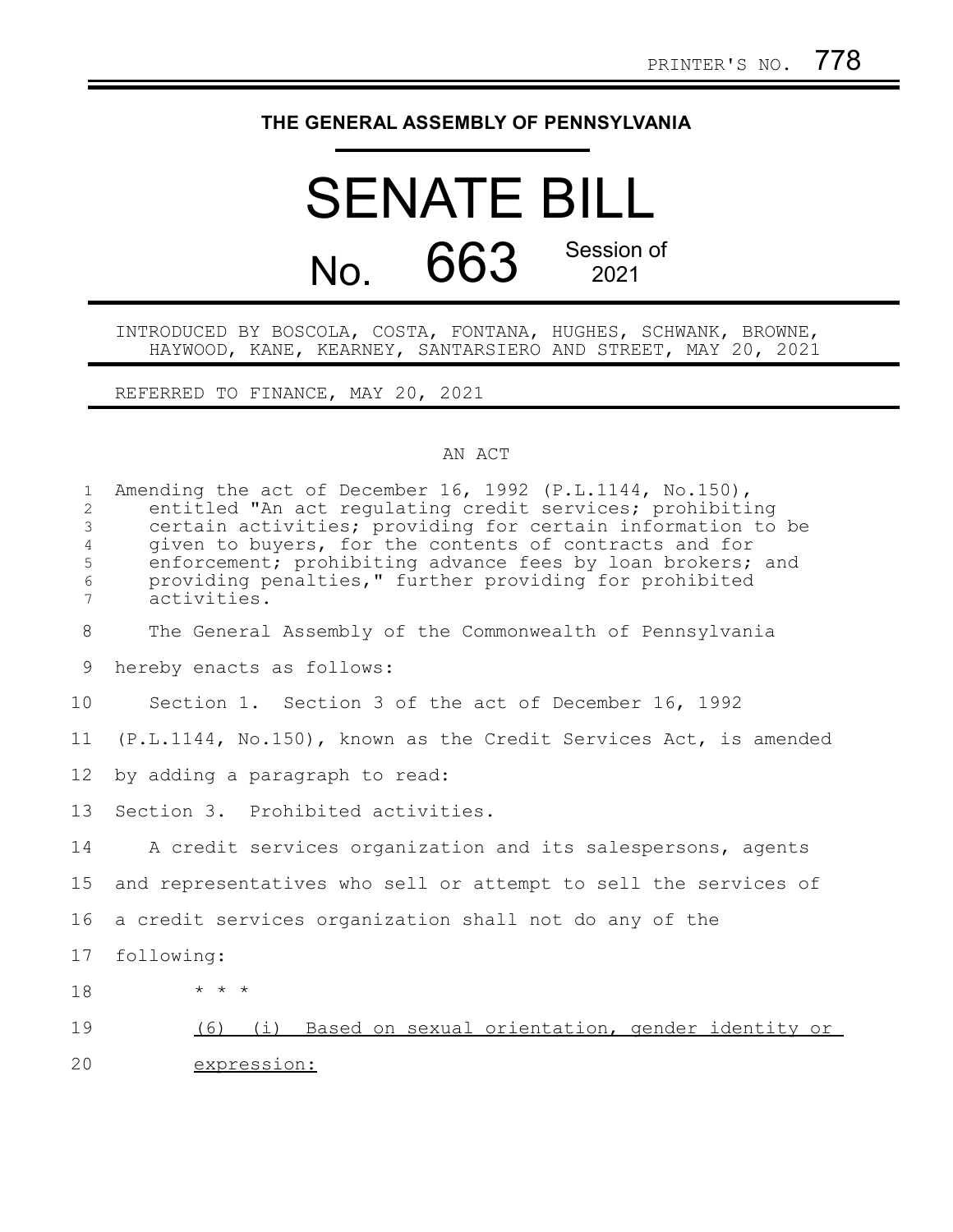PRINTER'S NO. 778

**THE GENERAL ASSEMBLY OF PENNSYLVANIA**

# SENATE BILL

# No. 663 Session of 2021

INTRODUCED BY BOSCOLA, COSTA, FONTANA, HUGHES, SCHWANK, BROWNE, HAYWOOD, KANE, KEARNEY, SANTARSIERO AND STREET, MAY 20, 2021

REFERRED TO FINANCE, MAY 20, 2021

AN ACT

Amending the act of December 16, 1992 (P.L.1144, No.150), entitled "An act regulating credit services; prohibiting certain activities; providing for certain information to be given to buyers, for the contents of contracts and for enforcement; prohibiting advance fees by loan brokers; and providing penalties," further providing for prohibited activities.

The General Assembly of the Commonwealth of Pennsylvania hereby enacts as follows:

Section 1. Section 3 of the act of December 16, 1992 (P.L.1144, No.150), known as the Credit Services Act, is amended by adding a paragraph to read:

Section 3. Prohibited activities.

A credit services organization and its salespersons, agents and representatives who sell or attempt to sell the services of a credit services organization shall not do any of the following:

\* \* \*

<u>(6) (i) Based on sexual orientation, gender identity or expression:</u>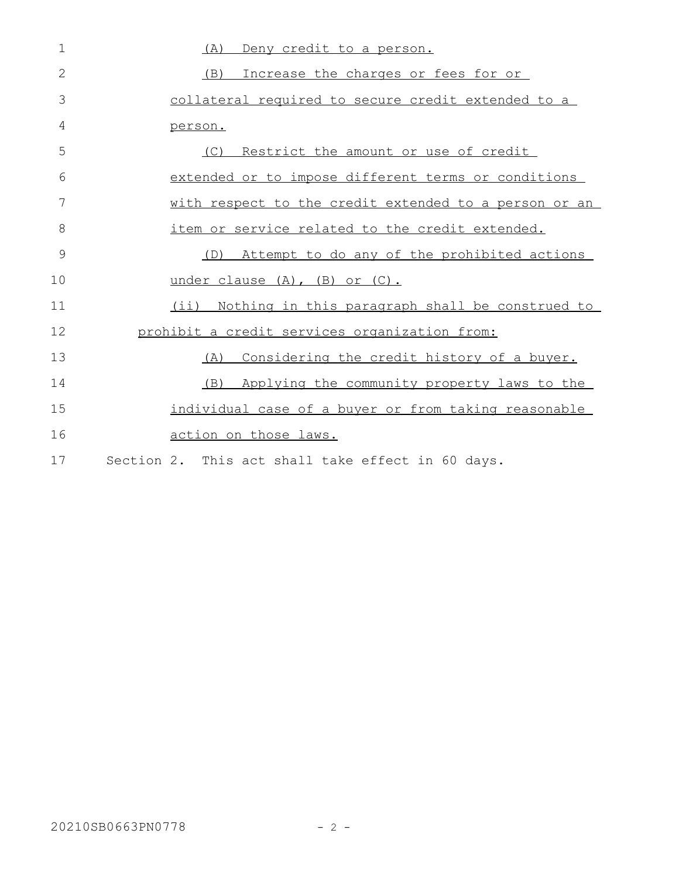(A) Deny credit to a person.

(B) Increase the charges or fees for or collateral required to secure credit extended to a person.

(C) Restrict the amount or use of credit extended or to impose different terms or conditions with respect to the credit extended to a person or an item or service related to the credit extended.

(D) Attempt to do any of the prohibited actions under clause (A), (B) or (C).

(ii) Nothing in this paragraph shall be construed to prohibit a credit services organization from:

(A) Considering the credit history of a buyer.

(B) Applying the community property laws to the individual case of a buyer or from taking reasonable action on those laws.

Section 2. This act shall take effect in 60 days.